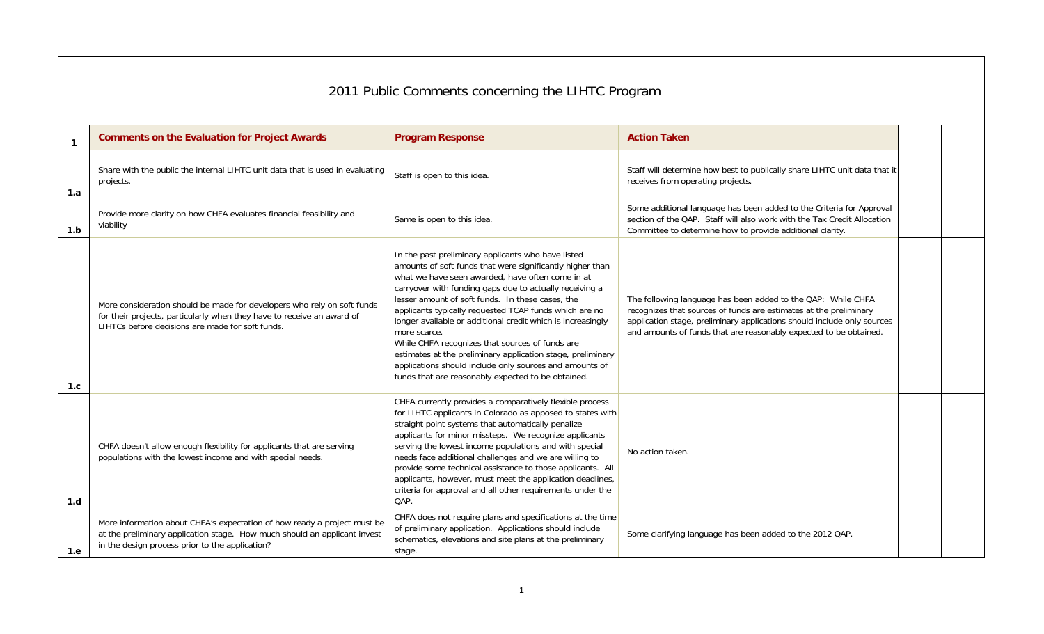| | 2011 Public Comments concerning the LIHTC Program | | | | |
|---|---|---|---|---|---|
| **1** | **Comments on the Evaluation for Project Awards** | **Program Response** | **Action Taken** | | |
| **1.a** | Share with the public the internal LIHTC unit data that is used in evaluating projects. | Staff is open to this idea. | Staff will determine how best to publically share LIHTC unit data that it receives from operating projects. | | |
| **1.b** | Provide more clarity on how CHFA evaluates financial feasibility and viability | Same is open to this idea. | Some additional language has been added to the Criteria for Approval section of the QAP. Staff will also work with the Tax Credit Allocation Committee to determine how to provide additional clarity. | | |
| **1.c** | More consideration should be made for developers who rely on soft funds for their projects, particularly when they have to receive an award of LIHTCs before decisions are made for soft funds. | In the past preliminary applicants who have listed amounts of soft funds that were significantly higher than what we have seen awarded, have often come in at carryover with funding gaps due to actually receiving a lesser amount of soft funds. In these cases, the applicants typically requested TCAP funds which are no longer available or additional credit which is increasingly more scarce. While CHFA recognizes that sources of funds are estimates at the preliminary application stage, preliminary applications should include only sources and amounts of funds that are reasonably expected to be obtained. | The following language has been added to the QAP: While CHFA recognizes that sources of funds are estimates at the preliminary application stage, preliminary applications should include only sources and amounts of funds that are reasonably expected to be obtained. | | |
| **1.d** | CHFA doesn't allow enough flexibility for applicants that are serving populations with the lowest income and with special needs. | CHFA currently provides a comparatively flexible process for LIHTC applicants in Colorado as apposed to states with straight point systems that automatically penalize applicants for minor missteps. We recognize applicants serving the lowest income populations and with special needs face additional challenges and we are willing to provide some technical assistance to those applicants. All applicants, however, must meet the application deadlines, criteria for approval and all other requirements under the QAP. | No action taken. | | |
| **1.e** | More information about CHFA's expectation of how ready a project must be at the preliminary application stage. How much should an applicant invest in the design process prior to the application? | CHFA does not require plans and specifications at the time of preliminary application. Applications should include schematics, elevations and site plans at the preliminary stage. | Some clarifying language has been added to the 2012 QAP. | | |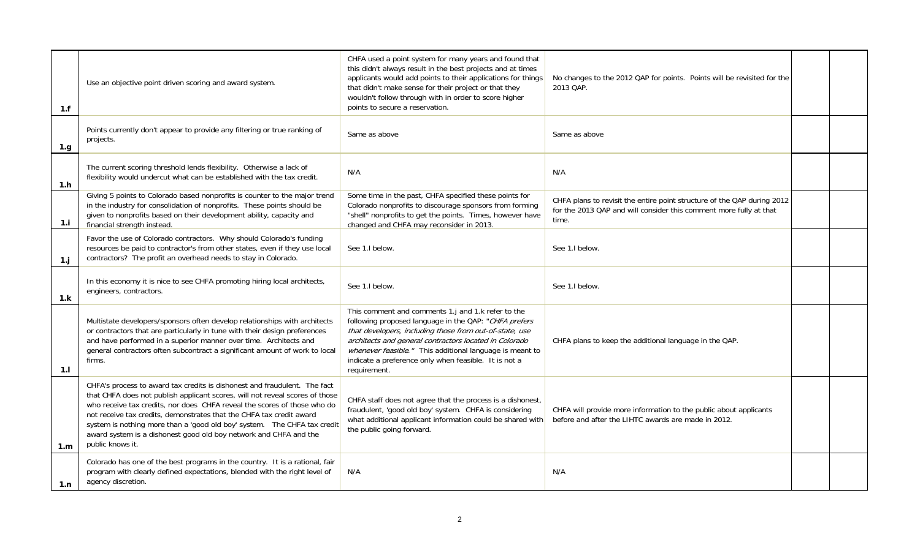| | | | | | |
|---|---|---|---|---|---|
| 1.f | Use an objective point driven scoring and award system. | CHFA used a point system for many years and found that this didn't always result in the best projects and at times applicants would add points to their applications for things that didn't make sense for their project or that they wouldn't follow through with in order to score higher points to secure a reservation. | No changes to the 2012 QAP for points. Points will be revisited for the 2013 QAP. | | |
| 1.g | Points currently don't appear to provide any filtering or true ranking of projects. | Same as above | Same as above | | |
| 1.h | The current scoring threshold lends flexibility. Otherwise a lack of flexibility would undercut what can be established with the tax credit. | N/A | N/A | | |
| 1.i | Giving 5 points to Colorado based nonprofits is counter to the major trend in the industry for consolidation of nonprofits. These points should be given to nonprofits based on their development ability, capacity and financial strength instead. | Some time in the past, CHFA specified these points for Colorado nonprofits to discourage sponsors from forming "shell" nonprofits to get the points. Times, however have changed and CHFA may reconsider in 2013. | CHFA plans to revisit the entire point structure of the QAP during 2012 for the 2013 QAP and will consider this comment more fully at that time. | | |
| 1.j | Favor the use of Colorado contractors. Why should Colorado's funding resources be paid to contractor's from other states, even if they use local contractors? The profit an overhead needs to stay in Colorado. | See 1.l below. | See 1.l below. | | |
| 1.k | In this economy it is nice to see CHFA promoting hiring local architects, engineers, contractors. | See 1.l below. | See 1.l below. | | |
| 1.l | Multistate developers/sponsors often develop relationships with architects or contractors that are particularly in tune with their design preferences and have performed in a superior manner over time. Architects and general contractors often subcontract a significant amount of work to local firms. | This comment and comments 1.j and 1.k refer to the following proposed language in the QAP: "*CHFA prefers that developers, including those from out-of-state, use architects and general contractors located in Colorado whenever feasible.*" This additional language is meant to indicate a preference only when feasible. It is not a requirement. | CHFA plans to keep the additional language in the QAP. | | |
| 1.m | CHFA's process to award tax credits is dishonest and fraudulent. The fact that CHFA does not publish applicant scores, will not reveal scores of those who receive tax credits, nor does CHFA reveal the scores of those who do not receive tax credits, demonstrates that the CHFA tax credit award system is nothing more than a 'good old boy' system. The CHFA tax credit award system is a dishonest good old boy network and CHFA and the public knows it. | CHFA staff does not agree that the process is a dishonest, fraudulent, 'good old boy' system. CHFA is considering what additional applicant information could be shared with the public going forward. | CHFA will provide more information to the public about applicants before and after the LIHTC awards are made in 2012. | | |
| 1.n | Colorado has one of the best programs in the country. It is a rational, fair program with clearly defined expectations, blended with the right level of agency discretion. | N/A | N/A | | |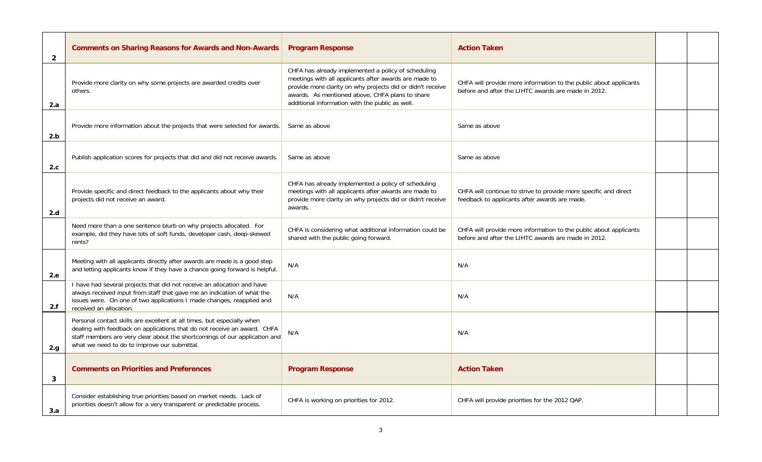| 2 | Comments on Sharing Reasons for Awards and Non-Awards | Program Response | Action Taken | | |
|---|---|---|---|---|---|
| 2.a | Provide more clarity on why some projects are awarded credits over others. | CHFA has already implemented a policy of scheduling meetings with all applicants after awards are made to provide more clarity on why projects did or didn't receive awards. As mentioned above, CHFA plans to share additional information with the public as well. | CHFA will provide more information to the public about applicants before and after the LIHTC awards are made in 2012. | | |
| 2.b | Provide more information about the projects that were selected for awards. | Same as above | Same as above | | |
| 2.c | Publish application scores for projects that did and did not receive awards. | Same as above | Same as above | | |
| 2.d | Provide specific and direct feedback to the applicants about why their projects did not receive an award. | CHFA has already implemented a policy of scheduling meetings with all applicants after awards are made to provide more clarity on why projects did or didn't receive awards. | CHFA will continue to strive to provide more specific and direct feedback to applicants after awards are made. | | |
| | Need more than a one sentence blurb on why projects allocated. For example, did they have lots of soft funds, developer cash, deep-skewed rents? | CHFA is considering what additional information could be shared with the public going forward. | CHFA will provide more information to the public about applicants before and after the LIHTC awards are made in 2012. | | |
| 2.e | Meeting with all applicants directly after awards are made is a good step and letting applicants know if they have a chance going forward is helpful. | N/A | N/A | | |
| 2.f | I have had several projects that did not receive an allocation and have always received input from staff that gave me an indication of what the issues were. On one of two applications I made changes, reapplied and received an allocation. | N/A | N/A | | |
| 2.g | Personal contact skills are excellent at all times, but especially when dealing with feedback on applications that do not receive an award. CHFA staff members are very clear about the shortcomings of our application and what we need to do to improve our submittal. | N/A | N/A | | |
| 3 | **Comments on Priorities and Preferences** | **Program Response** | **Action Taken** | | |
| 3.a | Consider establishing true priorities based on market needs. Lack of priorities doesn't allow for a very transparent or predictable process. | CHFA is working on priorities for 2012. | CHFA will provide priorities for the 2012 QAP. | | |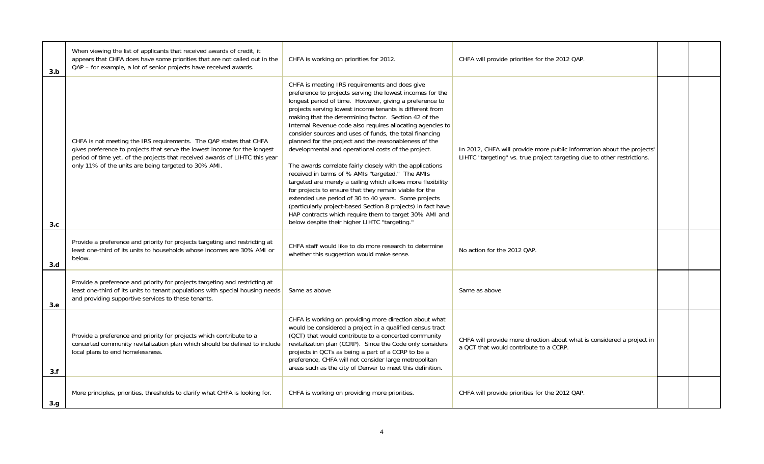| | | | | | |
|---|---|---|---|---|---|
| 3.b | When viewing the list of applicants that received awards of credit, it appears that CHFA does have some priorities that are not called out in the QAP – for example, a lot of senior projects have received awards. | CHFA is working on priorities for 2012. | CHFA will provide priorities for the 2012 QAP. | | |
| 3.c | CHFA is not meeting the IRS requirements. The QAP states that CHFA gives preference to projects that serve the lowest income for the longest period of time yet, of the projects that received awards of LIHTC this year only 11% of the units are being targeted to 30% AMI. | CHFA is meeting IRS requirements and does give preference to projects serving the lowest incomes for the longest period of time. However, giving a preference to projects serving lowest income tenants is different from making that the determining factor. Section 42 of the Internal Revenue code also requires allocating agencies to consider sources and uses of funds, the total financing planned for the project and the reasonableness of the developmental and operational costs of the project.<br><br>The awards correlate fairly closely with the applications received in terms of % AMIs "targeted." The AMIs targeted are merely a ceiling which allows more flexibility for projects to ensure that they remain viable for the extended use period of 30 to 40 years. Some projects (particularly project-based Section 8 projects) in fact have HAP contracts which require them to target 30% AMI and below despite their higher LIHTC "targeting." | In 2012, CHFA will provide more public information about the projects' LIHTC "targeting" vs. true project targeting due to other restrictions. | | |
| 3.d | Provide a preference and priority for projects targeting and restricting at least one-third of its units to households whose incomes are 30% AMI or below. | CHFA staff would like to do more research to determine whether this suggestion would make sense. | No action for the 2012 QAP. | | |
| 3.e | Provide a preference and priority for projects targeting and restricting at least one-third of its units to tenant populations with special housing needs and providing supportive services to these tenants. | Same as above | Same as above | | |
| 3.f | Provide a preference and priority for projects which contribute to a concerted community revitalization plan which should be defined to include local plans to end homelessness. | CHFA is working on providing more direction about what would be considered a project in a qualified census tract (QCT) that would contribute to a concerted community revitalization plan (CCRP). Since the Code only considers projects in QCTs as being a part of a CCRP to be a preference, CHFA will not consider large metropolitan areas such as the city of Denver to meet this definition. | CHFA will provide more direction about what is considered a project in a QCT that would contribute to a CCRP. | | |
| 3.g | More principles, priorities, thresholds to clarify what CHFA is looking for. | CHFA is working on providing more priorities. | CHFA will provide priorities for the 2012 QAP. | | |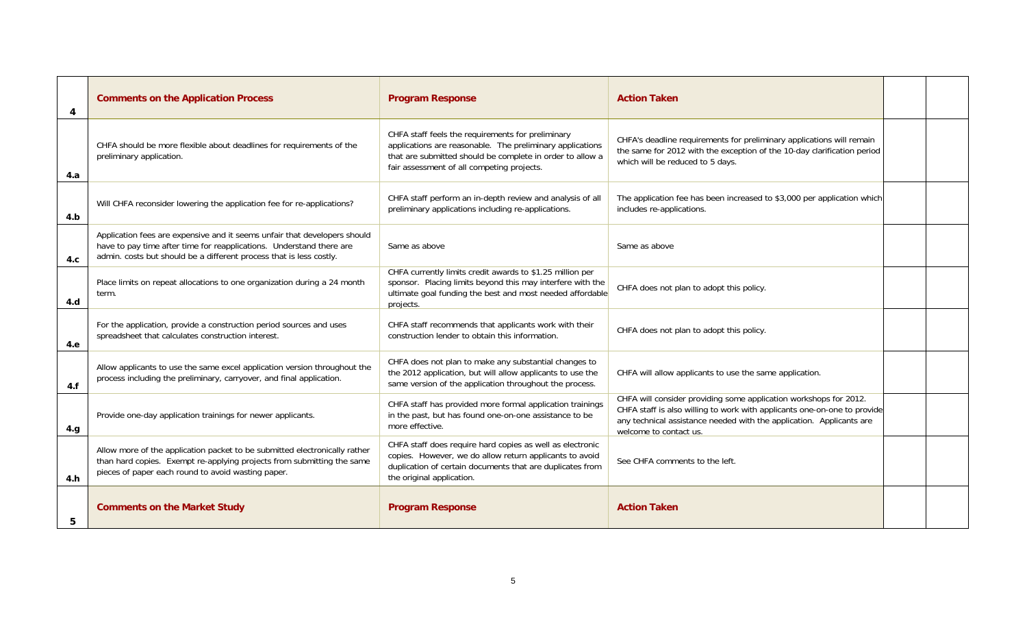| 4 | Comments on the Application Process | Program Response | Action Taken | | |
|---|---|---|---|---|---|
| 4.a | CHFA should be more flexible about deadlines for requirements of the preliminary application. | CHFA staff feels the requirements for preliminary applications are reasonable. The preliminary applications that are submitted should be complete in order to allow a fair assessment of all competing projects. | CHFA's deadline requirements for preliminary applications will remain the same for 2012 with the exception of the 10-day clarification period which will be reduced to 5 days. | | |
| 4.b | Will CHFA reconsider lowering the application fee for re-applications? | CHFA staff perform an in-depth review and analysis of all preliminary applications including re-applications. | The application fee has been increased to $3,000 per application which includes re-applications. | | |
| 4.c | Application fees are expensive and it seems unfair that developers should have to pay time after time for reapplications. Understand there are admin. costs but should be a different process that is less costly. | Same as above | Same as above | | |
| 4.d | Place limits on repeat allocations to one organization during a 24 month term. | CHFA currently limits credit awards to $1.25 million per sponsor. Placing limits beyond this may interfere with the ultimate goal funding the best and most needed affordable projects. | CHFA does not plan to adopt this policy. | | |
| 4.e | For the application, provide a construction period sources and uses spreadsheet that calculates construction interest. | CHFA staff recommends that applicants work with their construction lender to obtain this information. | CHFA does not plan to adopt this policy. | | |
| 4.f | Allow applicants to use the same excel application version throughout the process including the preliminary, carryover, and final application. | CHFA does not plan to make any substantial changes to the 2012 application, but will allow applicants to use the same version of the application throughout the process. | CHFA will allow applicants to use the same application. | | |
| 4.g | Provide one-day application trainings for newer applicants. | CHFA staff has provided more formal application trainings in the past, but has found one-on-one assistance to be more effective. | CHFA will consider providing some application workshops for 2012. CHFA staff is also willing to work with applicants one-on-one to provide any technical assistance needed with the application. Applicants are welcome to contact us. | | |
| 4.h | Allow more of the application packet to be submitted electronically rather than hard copies. Exempt re-applying projects from submitting the same pieces of paper each round to avoid wasting paper. | CHFA staff does require hard copies as well as electronic copies. However, we do allow return applicants to avoid duplication of certain documents that are duplicates from the original application. | See CHFA comments to the left. | | |
| 5 | Comments on the Market Study | Program Response | Action Taken | | |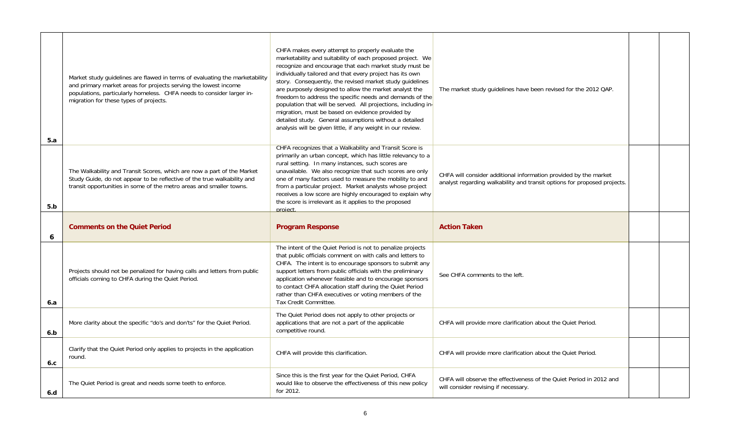| | | | | | |
|---|---|---|---|---|---|
| 5.a | Market study guidelines are flawed in terms of evaluating the marketability and primary market areas for projects serving the lowest income populations, particularly homeless. CHFA needs to consider larger in-migration for these types of projects. | CHFA makes every attempt to properly evaluate the marketability and suitability of each proposed project. We recognize and encourage that each market study must be individually tailored and that every project has its own story. Consequently, the revised market study guidelines are purposely designed to allow the market analyst the freedom to address the specific needs and demands of the population that will be served. All projections, including in-migration, must be based on evidence provided by detailed study. General assumptions without a detailed analysis will be given little, if any weight in our review. | The market study guidelines have been revised for the 2012 QAP. | | |
| 5.b | The Walkability and Transit Scores, which are now a part of the Market Study Guide, do not appear to be reflective of the true walkability and transit opportunities in some of the metro areas and smaller towns. | CHFA recognizes that a Walkability and Transit Score is primarily an urban concept, which has little relevancy to a rural setting. In many instances, such scores are unavailable. We also recognize that such scores are only one of many factors used to measure the mobility to and from a particular project. Market analysts whose project receives a low score are highly encouraged to explain why the score is irrelevant as it applies to the proposed project. | CHFA will consider additional information provided by the market analyst regarding walkability and transit options for proposed projects. | | |
| **6** | **Comments on the Quiet Period** | **Program Response** | **Action Taken** | | |
| 6.a | Projects should not be penalized for having calls and letters from public officials coming to CHFA during the Quiet Period. | The intent of the Quiet Period is not to penalize projects that public officials comment on with calls and letters to CHFA. The intent is to encourage sponsors to submit any support letters from public officials with the preliminary application whenever feasible and to encourage sponsors to contact CHFA allocation staff during the Quiet Period rather than CHFA executives or voting members of the Tax Credit Committee. | See CHFA comments to the left. | | |
| 6.b | More clarity about the specific "do's and don'ts" for the Quiet Period. | The Quiet Period does not apply to other projects or applications that are not a part of the applicable competitive round. | CHFA will provide more clarification about the Quiet Period. | | |
| 6.c | Clarify that the Quiet Period only applies to projects in the application round. | CHFA will provide this clarification. | CHFA will provide more clarification about the Quiet Period. | | |
| 6.d | The Quiet Period is great and needs some teeth to enforce. | Since this is the first year for the Quiet Period, CHFA would like to observe the effectiveness of this new policy for 2012. | CHFA will observe the effectiveness of the Quiet Period in 2012 and will consider revising if necessary. | | |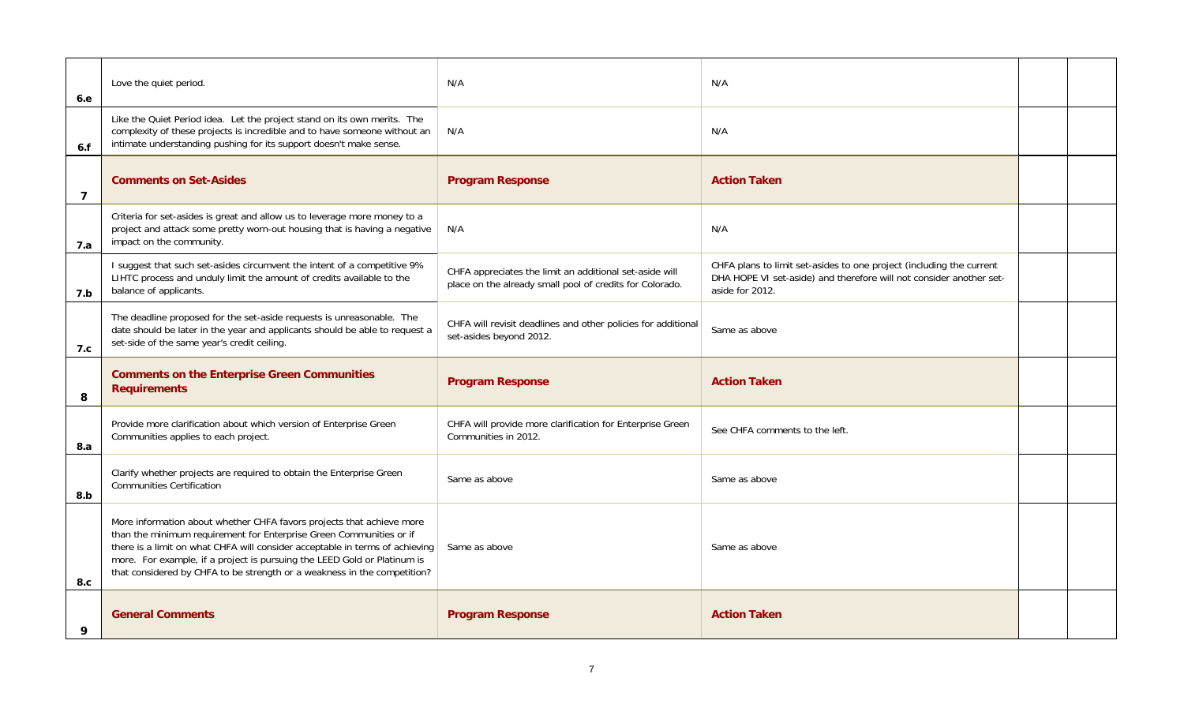| | | | | | |
|---|---|---|---|---|---|
| **6.e** | Love the quiet period. | N/A | N/A | | |
| **6.f** | Like the Quiet Period idea. Let the project stand on its own merits. The complexity of these projects is incredible and to have someone without an intimate understanding pushing for its support doesn't make sense. | N/A | N/A | | |
| **7** | **Comments on Set-Asides** | **Program Response** | **Action Taken** | | |
| **7.a** | Criteria for set-asides is great and allow us to leverage more money to a project and attack some pretty worn-out housing that is having a negative impact on the community. | N/A | N/A | | |
| **7.b** | I suggest that such set-asides circumvent the intent of a competitive 9% LIHTC process and unduly limit the amount of credits available to the balance of applicants. | CHFA appreciates the limit an additional set-aside will place on the already small pool of credits for Colorado. | CHFA plans to limit set-asides to one project (including the current DHA HOPE VI set-aside) and therefore will not consider another set-aside for 2012. | | |
| **7.c** | The deadline proposed for the set-aside requests is unreasonable. The date should be later in the year and applicants should be able to request a set-side of the same year's credit ceiling. | CHFA will revisit deadlines and other policies for additional set-asides beyond 2012. | Same as above | | |
| **8** | **Comments on the Enterprise Green Communities Requirements** | **Program Response** | **Action Taken** | | |
| **8.a** | Provide more clarification about which version of Enterprise Green Communities applies to each project. | CHFA will provide more clarification for Enterprise Green Communities in 2012. | See CHFA comments to the left. | | |
| **8.b** | Clarify whether projects are required to obtain the Enterprise Green Communities Certification | Same as above | Same as above | | |
| **8.c** | More information about whether CHFA favors projects that achieve more than the minimum requirement for Enterprise Green Communities or if there is a limit on what CHFA will consider acceptable in terms of achieving more. For example, if a project is pursuing the LEED Gold or Platinum is that considered by CHFA to be strength or a weakness in the competition? | Same as above | Same as above | | |
| **9** | **General Comments** | **Program Response** | **Action Taken** | | |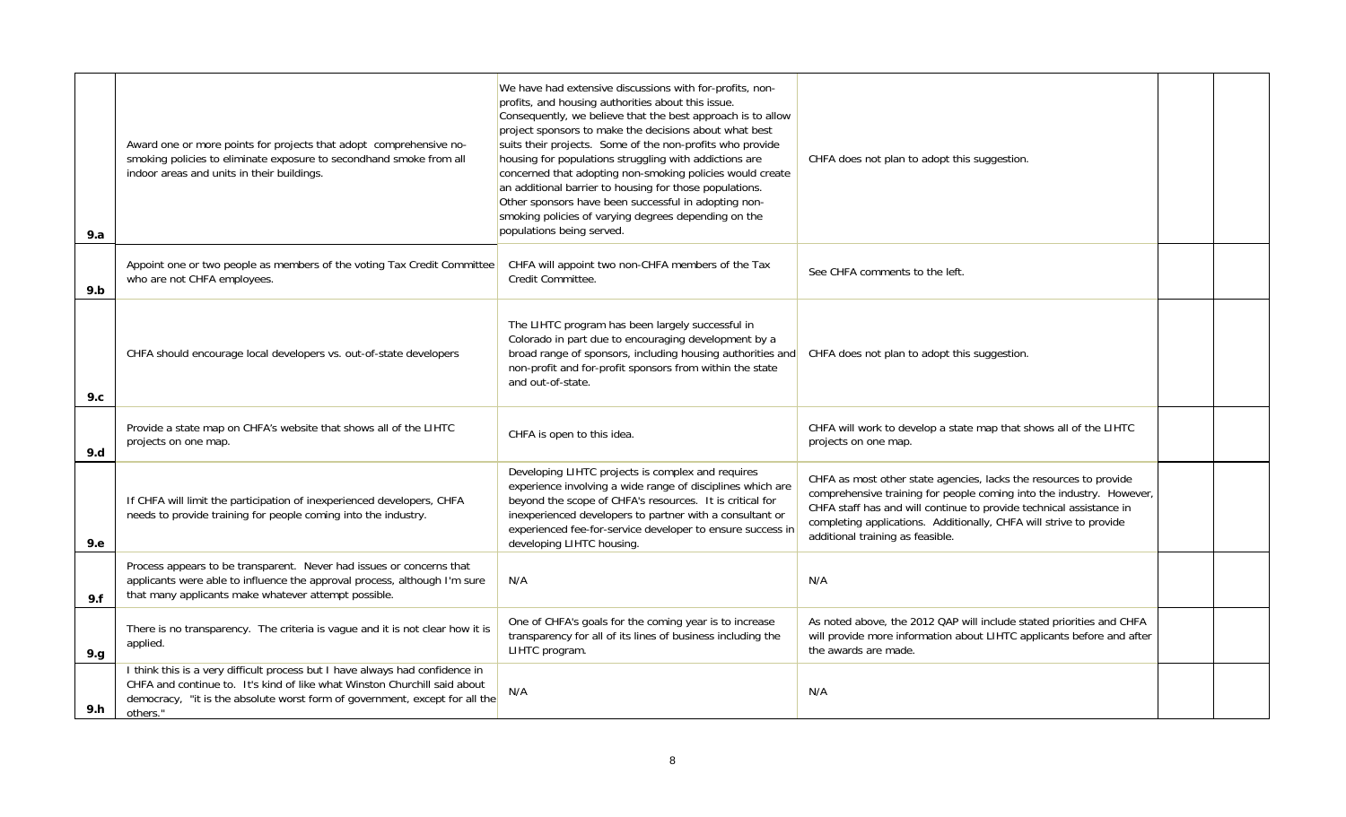| | | | | | |
|---|---|---|---|---|---|
| 9.a | Award one or more points for projects that adopt comprehensive no-smoking policies to eliminate exposure to secondhand smoke from all indoor areas and units in their buildings. | We have had extensive discussions with for-profits, non-profits, and housing authorities about this issue. Consequently, we believe that the best approach is to allow project sponsors to make the decisions about what best suits their projects. Some of the non-profits who provide housing for populations struggling with addictions are concerned that adopting non-smoking policies would create an additional barrier to housing for those populations. Other sponsors have been successful in adopting non-smoking policies of varying degrees depending on the populations being served. | CHFA does not plan to adopt this suggestion. | | |
| 9.b | Appoint one or two people as members of the voting Tax Credit Committee who are not CHFA employees. | CHFA will appoint two non-CHFA members of the Tax Credit Committee. | See CHFA comments to the left. | | |
| 9.c | CHFA should encourage local developers vs. out-of-state developers | The LIHTC program has been largely successful in Colorado in part due to encouraging development by a broad range of sponsors, including housing authorities and non-profit and for-profit sponsors from within the state and out-of-state. | CHFA does not plan to adopt this suggestion. | | |
| 9.d | Provide a state map on CHFA's website that shows all of the LIHTC projects on one map. | CHFA is open to this idea. | CHFA will work to develop a state map that shows all of the LIHTC projects on one map. | | |
| 9.e | If CHFA will limit the participation of inexperienced developers, CHFA needs to provide training for people coming into the industry. | Developing LIHTC projects is complex and requires experience involving a wide range of disciplines which are beyond the scope of CHFA's resources. It is critical for inexperienced developers to partner with a consultant or experienced fee-for-service developer to ensure success in developing LIHTC housing. | CHFA as most other state agencies, lacks the resources to provide comprehensive training for people coming into the industry. However, CHFA staff has and will continue to provide technical assistance in completing applications. Additionally, CHFA will strive to provide additional training as feasible. | | |
| 9.f | Process appears to be transparent. Never had issues or concerns that applicants were able to influence the approval process, although I'm sure that many applicants make whatever attempt possible. | N/A | N/A | | |
| 9.g | There is no transparency. The criteria is vague and it is not clear how it is applied. | One of CHFA's goals for the coming year is to increase transparency for all of its lines of business including the LIHTC program. | As noted above, the 2012 QAP will include stated priorities and CHFA will provide more information about LIHTC applicants before and after the awards are made. | | |
| 9.h | I think this is a very difficult process but I have always had confidence in CHFA and continue to. It's kind of like what Winston Churchill said about democracy, "it is the absolute worst form of government, except for all the others." | N/A | N/A | | |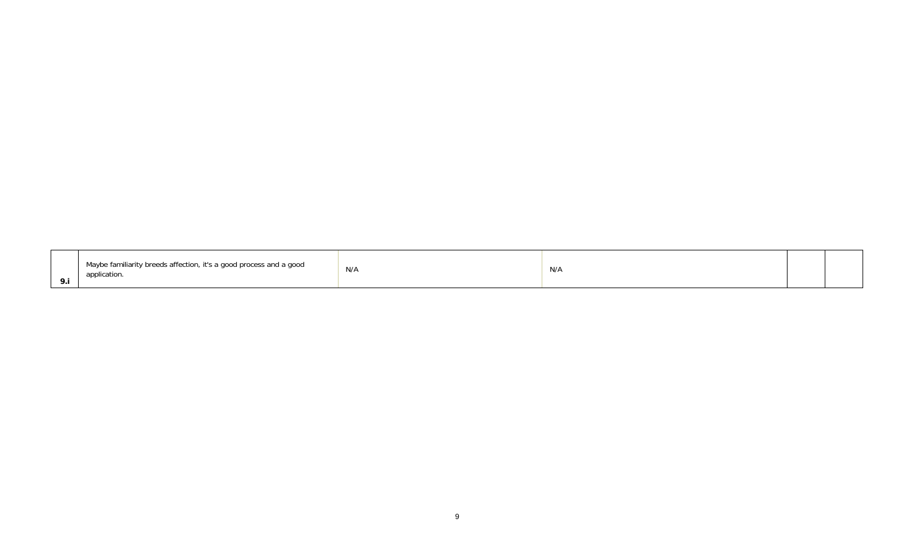| | | | | | |
|---|---|---|---|---|---|
| **9.i** | Maybe familiarity breeds affection, it's a good process and a good application. | N/A | N/A | | |